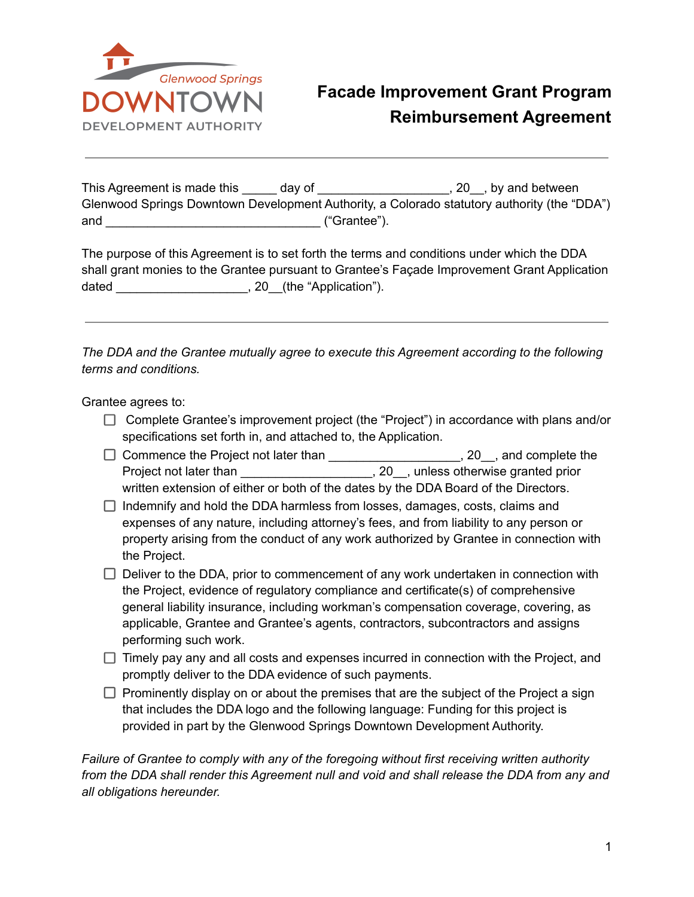Glenwood Springs DOWNTOWN DEVELOPMENT AUTHORITY

# Facade Improvement Grant Program Reimbursement Agreement

---

This Agreement is made this _____ day of __________________, 20__, by and between Glenwood Springs Downtown Development Authority, a Colorado statutory authority (the "DDA") and ______________________________ ("Grantee").

The purpose of this Agreement is to set forth the terms and conditions under which the DDA shall grant monies to the Grantee pursuant to Grantee's Façade Improvement Grant Application dated __________________, 20__(the "Application").

---

*The DDA and the Grantee mutually agree to execute this Agreement according to the following terms and conditions.*

Grantee agrees to:

- ☐ Complete Grantee's improvement project (the "Project") in accordance with plans and/or specifications set forth in, and attached to, the Application.
- ☐ Commence the Project not later than __________________, 20__, and complete the Project not later than __________________, 20__, unless otherwise granted prior written extension of either or both of the dates by the DDA Board of the Directors.
- ☐ Indemnify and hold the DDA harmless from losses, damages, costs, claims and expenses of any nature, including attorney's fees, and from liability to any person or property arising from the conduct of any work authorized by Grantee in connection with the Project.
- ☐ Deliver to the DDA, prior to commencement of any work undertaken in connection with the Project, evidence of regulatory compliance and certificate(s) of comprehensive general liability insurance, including workman's compensation coverage, covering, as applicable, Grantee and Grantee's agents, contractors, subcontractors and assigns performing such work.
- ☐ Timely pay any and all costs and expenses incurred in connection with the Project, and promptly deliver to the DDA evidence of such payments.
- ☐ Prominently display on or about the premises that are the subject of the Project a sign that includes the DDA logo and the following language: Funding for this project is provided in part by the Glenwood Springs Downtown Development Authority.

*Failure of Grantee to comply with any of the foregoing without first receiving written authority from the DDA shall render this Agreement null and void and shall release the DDA from any and all obligations hereunder.*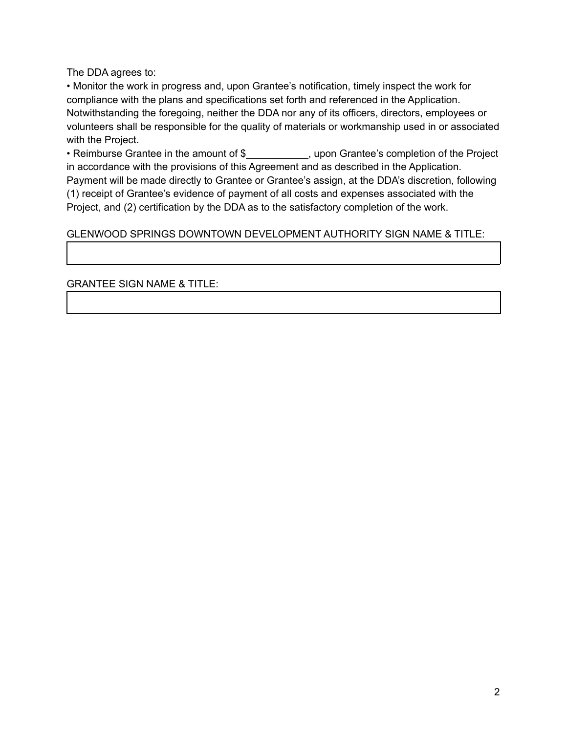The DDA agrees to:

- Monitor the work in progress and, upon Grantee's notification, timely inspect the work for compliance with the plans and specifications set forth and referenced in the Application. Notwithstanding the foregoing, neither the DDA nor any of its officers, directors, employees or volunteers shall be responsible for the quality of materials or workmanship used in or associated with the Project.
- Reimburse Grantee in the amount of $___________, upon Grantee's completion of the Project in accordance with the provisions of this Agreement and as described in the Application. Payment will be made directly to Grantee or Grantee's assign, at the DDA's discretion, following (1) receipt of Grantee's evidence of payment of all costs and expenses associated with the Project, and (2) certification by the DDA as to the satisfactory completion of the work.

GLENWOOD SPRINGS DOWNTOWN DEVELOPMENT AUTHORITY SIGN NAME & TITLE:

| |
|---|
| |

GRANTEE SIGN NAME & TITLE:

| |
|---|
| |